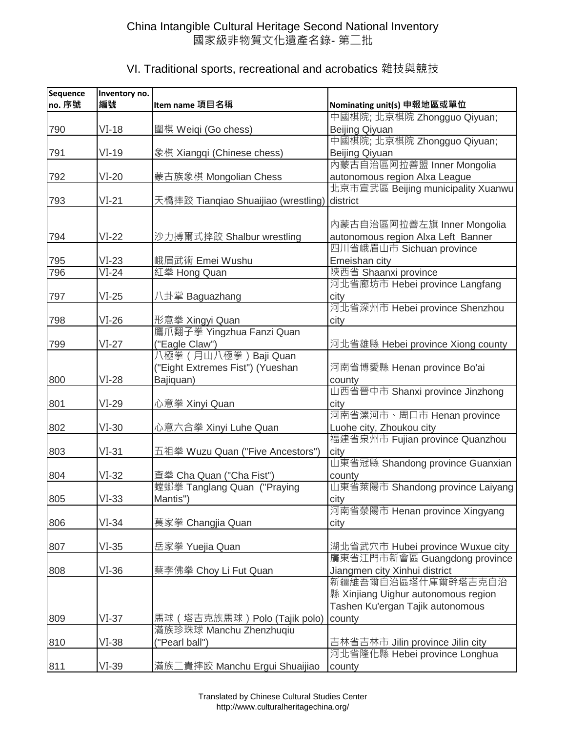# China Intangible Cultural Heritage Second National Inventory
# 國家級非物質文化遺產名錄- 第二批

## VI. Traditional sports, recreational and acrobatics 雜技與競技

| Sequence no. 序號 | Inventory no. 編號 | Item name 項目名稱 | Nominating unit(s) 申報地區或單位 |
|---|---|---|---|
| 790 | VI-18 | 圍棋 Weiqi (Go chess) | 中國棋院; 北京棋院 Zhongguo Qiyuan; Beijing Qiyuan |
| 791 | VI-19 | 象棋 Xiangqi (Chinese chess) | 中國棋院; 北京棋院 Zhongguo Qiyuan; Beijing Qiyuan |
| 792 | VI-20 | 蒙古族象棋 Mongolian Chess | 內蒙古自治區阿拉善盟 Inner Mongolia autonomous region Alxa League |
| 793 | VI-21 | 天橋摔跤 Tianqiao Shuaijiao (wrestling) | 北京市宣武區 Beijing municipality Xuanwu district |
| 794 | VI-22 | 沙力搏爾式摔跤 Shalbur wrestling | 內蒙古自治區阿拉善左旗 Inner Mongolia autonomous region Alxa Left Banner |
| 795 | VI-23 | 峨眉武術 Emei Wushu | 四川省峨眉山市 Sichuan province Emeishan city |
| 796 | VI-24 | 紅拳 Hong Quan | 陝西省 Shaanxi province |
| 797 | VI-25 | 八卦掌 Baguazhang | 河北省廊坊市 Hebei province Langfang city |
| 798 | VI-26 | 形意拳 Xingyi Quan | 河北省深州市 Hebei province Shenzhou city |
| 799 | VI-27 | 鷹爪翻子拳 Yingzhua Fanzi Quan ("Eagle Claw") | 河北省雄縣 Hebei province Xiong county |
| 800 | VI-28 | 八極拳（月山八極拳）Baji Quan ("Eight Extremes Fist") (Yueshan Bajiquan) | 河南省博愛縣 Henan province Bo'ai county |
| 801 | VI-29 | 心意拳 Xinyi Quan | 山西省晉中市 Shanxi province Jinzhong city |
| 802 | VI-30 | 心意六合拳 Xinyi Luhe Quan | 河南省漯河市、周口市 Henan province Luohe city, Zhoukou city |
| 803 | VI-31 | 五祖拳 Wuzu Quan ("Five Ancestors") | 福建省泉州市 Fujian province Quanzhou city |
| 804 | VI-32 | 查拳 Cha Quan ("Cha Fist") | 山東省冠縣 Shandong province Guanxian county |
| 805 | VI-33 | 螳螂拳 Tanglang Quan ("Praying Mantis") | 山東省萊陽市 Shandong province Laiyang city |
| 806 | VI-34 | 萇家拳 Changjia Quan | 河南省滎陽市 Henan province Xingyang city |
| 807 | VI-35 | 岳家拳 Yuejia Quan | 湖北省武穴市 Hubei province Wuxue city |
| 808 | VI-36 | 蔡李佛拳 Choy Li Fut Quan | 廣東省江門市新會區 Guangdong province Jiangmen city Xinhui district |
| 809 | VI-37 | 馬球（塔吉克族馬球）Polo (Tajik polo) | 新疆維吾爾自治區塔什庫爾幹塔吉克自治縣 Xinjiang Uighur autonomous region Tashen Ku'ergan Tajik autonomous county |
| 810 | VI-38 | 滿族珍珠球 Manchu Zhenzhuqiu ("Pearl ball") | 吉林省吉林市 Jilin province Jilin city |
| 811 | VI-39 | 滿族二貴摔跤 Manchu Ergui Shuaijiao | 河北省隆化縣 Hebei province Longhua county |

Translated by Chinese Cultural Studies Center
http://www.culturalheritagechina.org/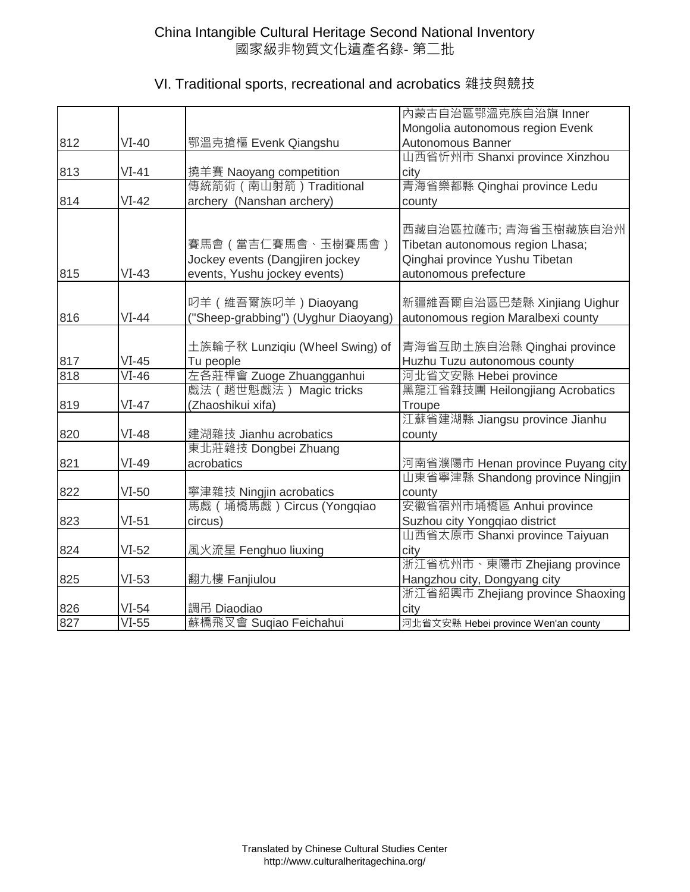China Intangible Cultural Heritage Second National Inventory
國家級非物質文化遺產名錄- 第二批

## VI. Traditional sports, recreational and acrobatics 雜技與競技

| | | | |
|---|---|---|---|
| 812 | VI-40 | 鄂溫克搶樞 Evenk Qiangshu | 內蒙古自治區鄂溫克族自治旗 Inner Mongolia autonomous region Evenk Autonomous Banner |
| 813 | VI-41 | 撓羊賽 Naoyang competition | 山西省忻州市 Shanxi province Xinzhou city |
| 814 | VI-42 | 傳統箭術（南山射箭）Traditional archery (Nanshan archery) | 青海省樂都縣 Qinghai province Ledu county |
| 815 | VI-43 | 賽馬會（當吉仁賽馬會、玉樹賽馬會）Jockey events (Dangjiren jockey events, Yushu jockey events) | 西藏自治區拉薩市; 青海省玉樹藏族自治州 Tibetan autonomous region Lhasa; Qinghai province Yushu Tibetan autonomous prefecture |
| 816 | VI-44 | 叼羊（維吾爾族叼羊）Diaoyang ("Sheep-grabbing") (Uyghur Diaoyang) | 新疆維吾爾自治區巴楚縣 Xinjiang Uighur autonomous region Maralbexi county |
| 817 | VI-45 | 土族輪子秋 Lunziqiu (Wheel Swing) of Tu people | 青海省互助土族自治縣 Qinghai province Huzhu Tuzu autonomous county |
| 818 | VI-46 | 左各莊桿會 Zuoge Zhuangganhui | 河北省文安縣 Hebei province |
| 819 | VI-47 | 戲法（趙世魁戲法） Magic tricks (Zhaoshikui xifa) | 黑龍江省雜技團 Heilongjiang Acrobatics Troupe |
| 820 | VI-48 | 建湖雜技 Jianhu acrobatics | 江蘇省建湖縣 Jiangsu province Jianhu county |
| 821 | VI-49 | 東北莊雜技 Dongbei Zhuang acrobatics | 河南省濮陽市 Henan province Puyang city |
| 822 | VI-50 | 寧津雜技 Ningjin acrobatics | 山東省寧津縣 Shandong province Ningjin county |
| 823 | VI-51 | 馬戲（埇橋馬戲）Circus (Yongqiao circus) | 安徽省宿州市埇橋區 Anhui province Suzhou city Yongqiao district |
| 824 | VI-52 | 風火流星 Fenghuo liuxing | 山西省太原市 Shanxi province Taiyuan city |
| 825 | VI-53 | 翻九樓 Fanjiulou | 浙江省杭州市、東陽市 Zhejiang province Hangzhou city, Dongyang city |
| 826 | VI-54 | 調吊 Diaodiao | 浙江省紹興市 Zhejiang province Shaoxing city |
| 827 | VI-55 | 蘇橋飛叉會 Suqiao Feichahui | 河北省文安縣 Hebei province Wen'an county |

Translated by Chinese Cultural Studies Center
http://www.culturalheritagechina.org/